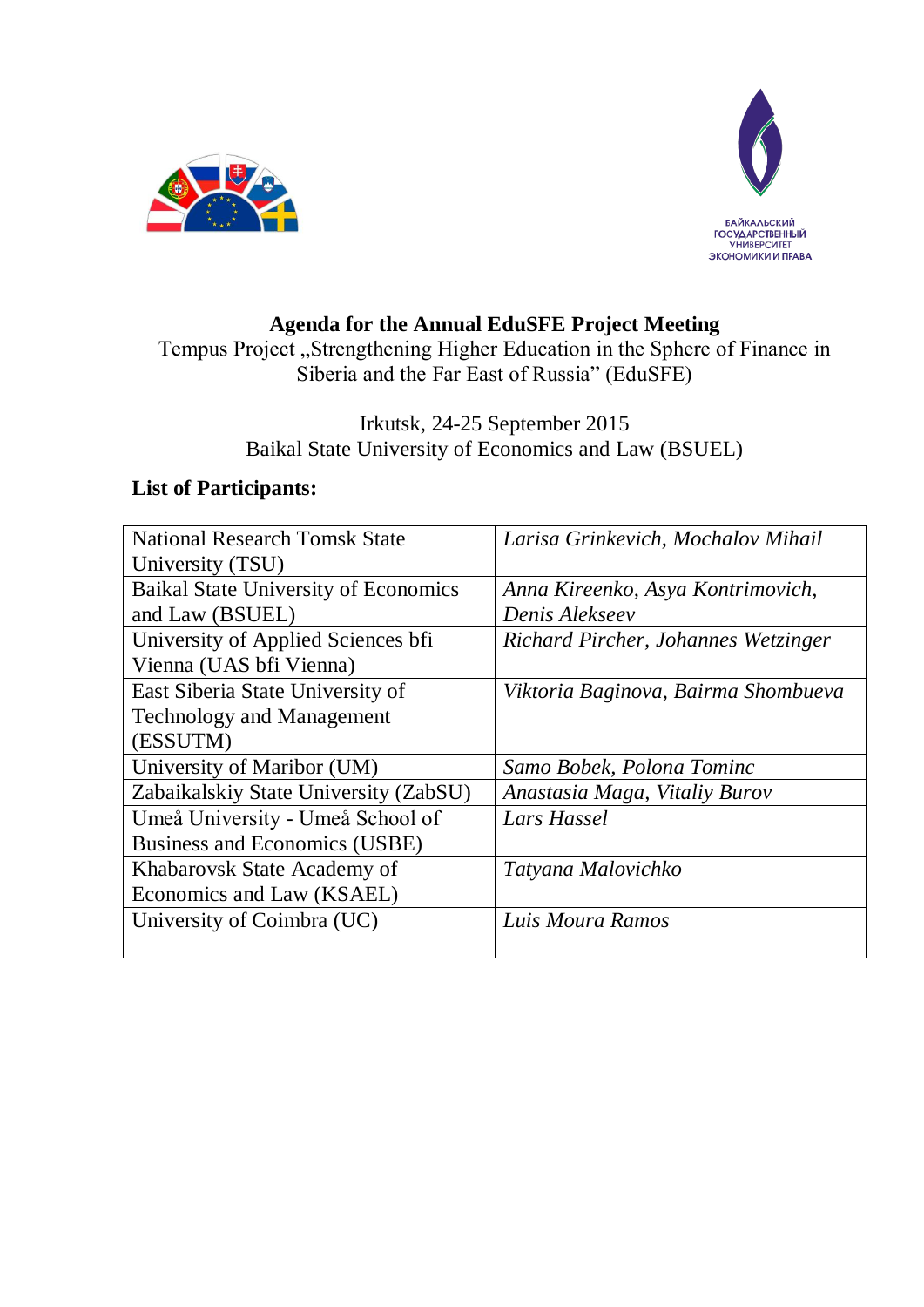**Agenda for the Annual EduSFE Project Meeting**

Tempus Project „Strengthening Higher Education in the Sphere of Finance in Siberia and the Far East of Russia" (EduSFE)

Irkutsk, 24-25 September 2015
Baikal State University of Economics and Law (BSUEL)

**List of Participants:**

| | |
|---|---|
| National Research Tomsk State University (TSU) | *Larisa Grinkevich, Mochalov Mihail* |
| Baikal State University of Economics and Law (BSUEL) | *Anna Kireenko, Asya Kontrimovich, Denis Alekseev* |
| University of Applied Sciences bfi Vienna (UAS bfi Vienna) | *Richard Pircher, Johannes Wetzinger* |
| East Siberia State University of Technology and Management (ESSUTM) | *Viktoria Baginova, Bairma Shombueva* |
| University of Maribor (UM) | *Samo Bobek, Polona Tominc* |
| Zabaikalskiy State University (ZabSU) | *Anastasia Maga, Vitaliy Burov* |
| Umeå University - Umeå School of Business and Economics (USBE) | *Lars Hassel* |
| Khabarovsk State Academy of Economics and Law (KSAEL) | *Tatyana Malovichko* |
| University of Coimbra (UC) | *Luis Moura Ramos* |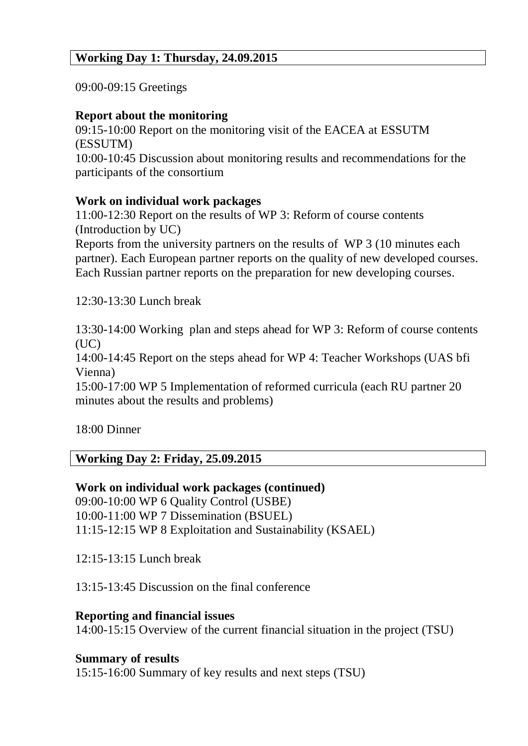**Working Day 1: Thursday, 24.09.2015**

09:00-09:15 Greetings

**Report about the monitoring**

09:15-10:00 Report on the monitoring visit of the EACEA at ESSUTM (ESSUTM)

10:00-10:45 Discussion about monitoring results and recommendations for the participants of the consortium

**Work on individual work packages**

11:00-12:30 Report on the results of WP 3: Reform of course contents (Introduction by UC)

Reports from the university partners on the results of WP 3 (10 minutes each partner). Each European partner reports on the quality of new developed courses. Each Russian partner reports on the preparation for new developing courses.

12:30-13:30 Lunch break

13:30-14:00 Working plan and steps ahead for WP 3: Reform of course contents (UC)

14:00-14:45 Report on the steps ahead for WP 4: Teacher Workshops (UAS bfi Vienna)

15:00-17:00 WP 5 Implementation of reformed curricula (each RU partner 20 minutes about the results and problems)

18:00 Dinner

**Working Day 2: Friday, 25.09.2015**

**Work on individual work packages (continued)**

09:00-10:00 WP 6 Quality Control (USBE)

10:00-11:00 WP 7 Dissemination (BSUEL)

11:15-12:15 WP 8 Exploitation and Sustainability (KSAEL)

12:15-13:15 Lunch break

13:15-13:45 Discussion on the final conference

**Reporting and financial issues**

14:00-15:15 Overview of the current financial situation in the project (TSU)

**Summary of results**

15:15-16:00 Summary of key results and next steps (TSU)